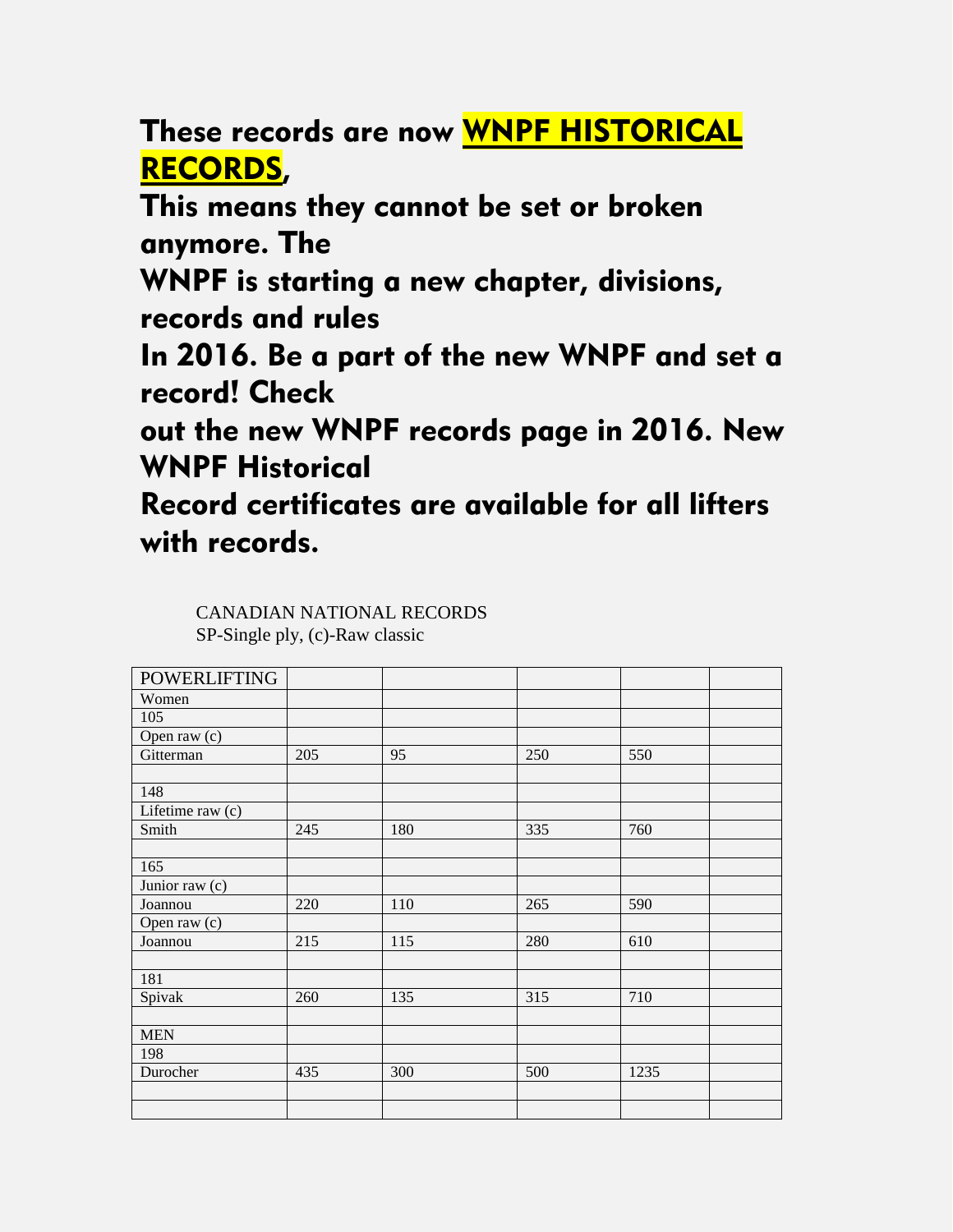**These records are now <u>WNPF HISTORICAL RECORDS</u>,**
**This means they cannot be set or broken anymore. The**
**WNPF is starting a new chapter, divisions, records and rules**
**In 2016. Be a part of the new WNPF and set a record! Check**
**out the new WNPF records page in 2016. New WNPF Historical**
**Record certificates are available for all lifters with records.**

CANADIAN NATIONAL RECORDS
SP-Single ply, (c)-Raw classic

| POWERLIFTING | | | | | |
|---|---|---|---|---|---|
| Women | | | | | |
| 105 | | | | | |
| Open raw (c) | | | | | |
| Gitterman | 205 | 95 | 250 | 550 | |
| | | | | | |
| 148 | | | | | |
| Lifetime raw (c) | | | | | |
| Smith | 245 | 180 | 335 | 760 | |
| | | | | | |
| 165 | | | | | |
| Junior raw (c) | | | | | |
| Joannou | 220 | 110 | 265 | 590 | |
| Open raw (c) | | | | | |
| Joannou | 215 | 115 | 280 | 610 | |
| | | | | | |
| 181 | | | | | |
| Spivak | 260 | 135 | 315 | 710 | |
| | | | | | |
| MEN | | | | | |
| 198 | | | | | |
| Durocher | 435 | 300 | 500 | 1235 | |
| | | | | | |
| | | | | | |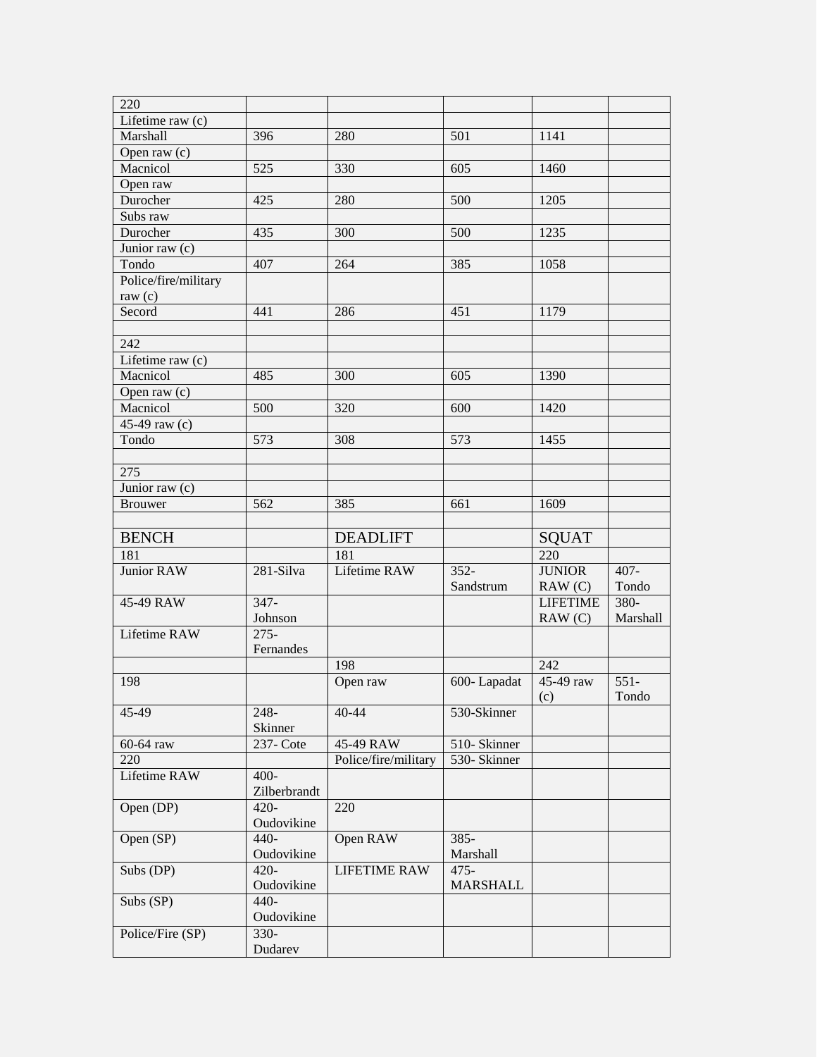| 220 | | | | | |
|---|---|---|---|---|---|
| Lifetime raw (c) | | | | | |
| Marshall | 396 | 280 | 501 | 1141 | |
| Open raw (c) | | | | | |
| Macnicol | 525 | 330 | 605 | 1460 | |
| Open raw | | | | | |
| Durocher | 425 | 280 | 500 | 1205 | |
| Subs raw | | | | | |
| Durocher | 435 | 300 | 500 | 1235 | |
| Junior raw (c) | | | | | |
| Tondo | 407 | 264 | 385 | 1058 | |
| Police/fire/military raw (c) | | | | | |
| Secord | 441 | 286 | 451 | 1179 | |
| | | | | | |
| 242 | | | | | |
| Lifetime raw (c) | | | | | |
| Macnicol | 485 | 300 | 605 | 1390 | |
| Open raw (c) | | | | | |
| Macnicol | 500 | 320 | 600 | 1420 | |
| 45-49 raw (c) | | | | | |
| Tondo | 573 | 308 | 573 | 1455 | |
| | | | | | |
| 275 | | | | | |
| Junior raw (c) | | | | | |
| Brouwer | 562 | 385 | 661 | 1609 | |
| | | | | | |
| BENCH | | DEADLIFT | | SQUAT | |
| 181 | | 181 | | 220 | |
| Junior RAW | 281-Silva | Lifetime RAW | 352-Sandstrum | JUNIOR RAW (C) | 407-Tondo |
| 45-49 RAW | 347-Johnson | | | LIFETIME RAW (C) | 380-Marshall |
| Lifetime RAW | 275-Fernandes | | | | |
| | | 198 | | 242 | |
| 198 | | Open raw | 600- Lapadat | 45-49 raw (c) | 551-Tondo |
| 45-49 | 248-Skinner | 40-44 | 530-Skinner | | |
| 60-64 raw | 237- Cote | 45-49 RAW | 510- Skinner | | |
| 220 | | Police/fire/military | 530- Skinner | | |
| Lifetime RAW | 400-Zilberbrandt | | | | |
| Open (DP) | 420-Oudovikine | 220 | | | |
| Open (SP) | 440-Oudovikine | Open RAW | 385-Marshall | | |
| Subs (DP) | 420-Oudovikine | LIFETIME RAW | 475-MARSHALL | | |
| Subs (SP) | 440-Oudovikine | | | | |
| Police/Fire (SP) | 330-Dudarev | | | | |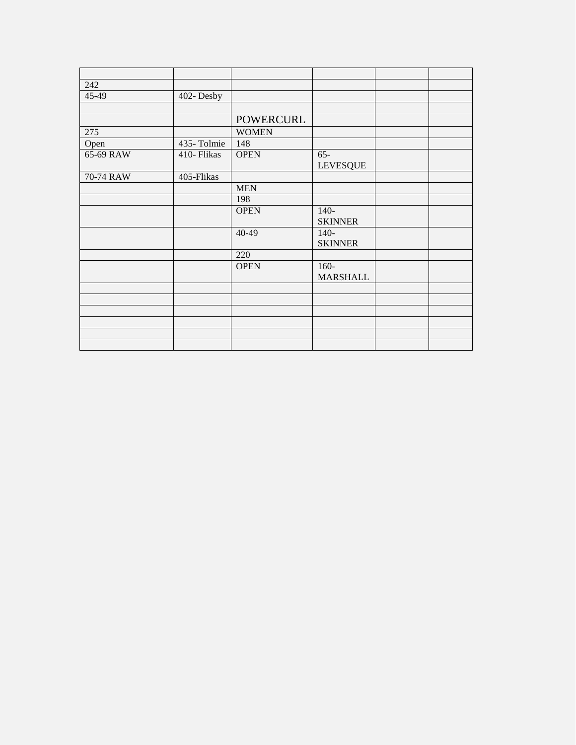| | | | | | |
|---|---|---|---|---|---|
| | | | | | |
| 242 | | | | | |
| 45-49 | 402- Desby | | | | |
| | | | | | |
| | | POWERCURL | | | |
| 275 | | WOMEN | | | |
| Open | 435- Tolmie | 148 | | | |
| 65-69 RAW | 410- Flikas | OPEN | 65- LEVESQUE | | |
| 70-74 RAW | 405-Flikas | | | | |
| | | MEN | | | |
| | | 198 | | | |
| | | OPEN | 140- SKINNER | | |
| | | 40-49 | 140- SKINNER | | |
| | | 220 | | | |
| | | OPEN | 160- MARSHALL | | |
| | | | | | |
| | | | | | |
| | | | | | |
| | | | | | |
| | | | | | |
| | | | | | |